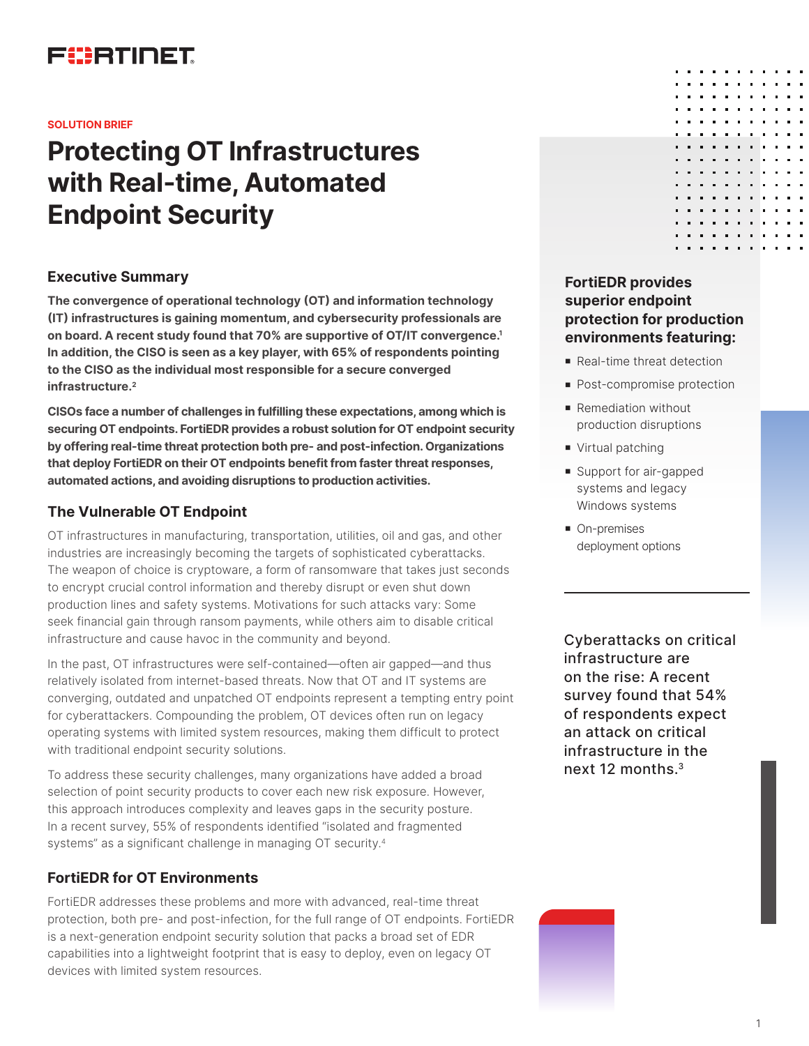SOLUTION BRIEF

# Protecting OT Infrastructures with Real-time, Automated Endpoint Security

## Executive Summary

**The convergence of operational technology (OT) and information technology (IT) infrastructures is gaining momentum, and cybersecurity professionals are on board. A recent study found that 70% are supportive of OT/IT convergence.[1] In addition, the CISO is seen as a key player, with 65% of respondents pointing to the CISO as the individual most responsible for a secure converged infrastructure.[2]**

**CISOs face a number of challenges in fulfilling these expectations, among which is securing OT endpoints. FortiEDR provides a robust solution for OT endpoint security by offering real-time threat protection both pre- and post-infection. Organizations that deploy FortiEDR on their OT endpoints benefit from faster threat responses, automated actions, and avoiding disruptions to production activities.**

## The Vulnerable OT Endpoint

OT infrastructures in manufacturing, transportation, utilities, oil and gas, and other industries are increasingly becoming the targets of sophisticated cyberattacks. The weapon of choice is cryptoware, a form of ransomware that takes just seconds to encrypt crucial control information and thereby disrupt or even shut down production lines and safety systems. Motivations for such attacks vary: Some seek financial gain through ransom payments, while others aim to disable critical infrastructure and cause havoc in the community and beyond.

In the past, OT infrastructures were self-contained—often air gapped—and thus relatively isolated from internet-based threats. Now that OT and IT systems are converging, outdated and unpatched OT endpoints represent a tempting entry point for cyberattackers. Compounding the problem, OT devices often run on legacy operating systems with limited system resources, making them difficult to protect with traditional endpoint security solutions.

To address these security challenges, many organizations have added a broad selection of point security products to cover each new risk exposure. However, this approach introduces complexity and leaves gaps in the security posture. In a recent survey, 55% of respondents identified "isolated and fragmented systems" as a significant challenge in managing OT security.[4]

## FortiEDR for OT Environments

FortiEDR addresses these problems and more with advanced, real-time threat protection, both pre- and post-infection, for the full range of OT endpoints. FortiEDR is a next-generation endpoint security solution that packs a broad set of EDR capabilities into a lightweight footprint that is easy to deploy, even on legacy OT devices with limited system resources.

**FortiEDR provides superior endpoint protection for production environments featuring:**

- Real-time threat detection
- Post-compromise protection
- Remediation without production disruptions
- Virtual patching
- Support for air-gapped systems and legacy Windows systems
- On-premises deployment options

Cyberattacks on critical infrastructure are on the rise: A recent survey found that 54% of respondents expect an attack on critical infrastructure in the next 12 months.[3]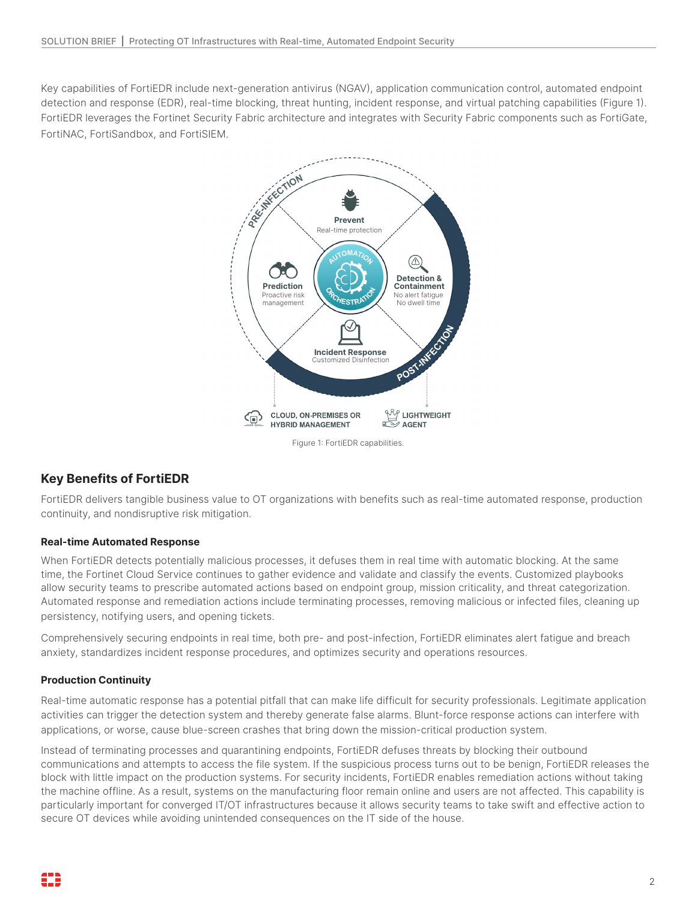Key capabilities of FortiEDR include next-generation antivirus (NGAV), application communication control, automated endpoint detection and response (EDR), real-time blocking, threat hunting, incident response, and virtual patching capabilities (Figure 1). FortiEDR leverages the Fortinet Security Fabric architecture and integrates with Security Fabric components such as FortiGate, FortiNAC, FortiSandbox, and FortiSIEM.

Figure 1: FortiEDR capabilities.

## Key Benefits of FortiEDR

FortiEDR delivers tangible business value to OT organizations with benefits such as real-time automated response, production continuity, and nondisruptive risk mitigation.

### Real-time Automated Response

When FortiEDR detects potentially malicious processes, it defuses them in real time with automatic blocking. At the same time, the Fortinet Cloud Service continues to gather evidence and validate and classify the events. Customized playbooks allow security teams to prescribe automated actions based on endpoint group, mission criticality, and threat categorization. Automated response and remediation actions include terminating processes, removing malicious or infected files, cleaning up persistency, notifying users, and opening tickets.

Comprehensively securing endpoints in real time, both pre- and post-infection, FortiEDR eliminates alert fatigue and breach anxiety, standardizes incident response procedures, and optimizes security and operations resources.

### Production Continuity

Real-time automatic response has a potential pitfall that can make life difficult for security professionals. Legitimate application activities can trigger the detection system and thereby generate false alarms. Blunt-force response actions can interfere with applications, or worse, cause blue-screen crashes that bring down the mission-critical production system.

Instead of terminating processes and quarantining endpoints, FortiEDR defuses threats by blocking their outbound communications and attempts to access the file system. If the suspicious process turns out to be benign, FortiEDR releases the block with little impact on the production systems. For security incidents, FortiEDR enables remediation actions without taking the machine offline. As a result, systems on the manufacturing floor remain online and users are not affected. This capability is particularly important for converged IT/OT infrastructures because it allows security teams to take swift and effective action to secure OT devices while avoiding unintended consequences on the IT side of the house.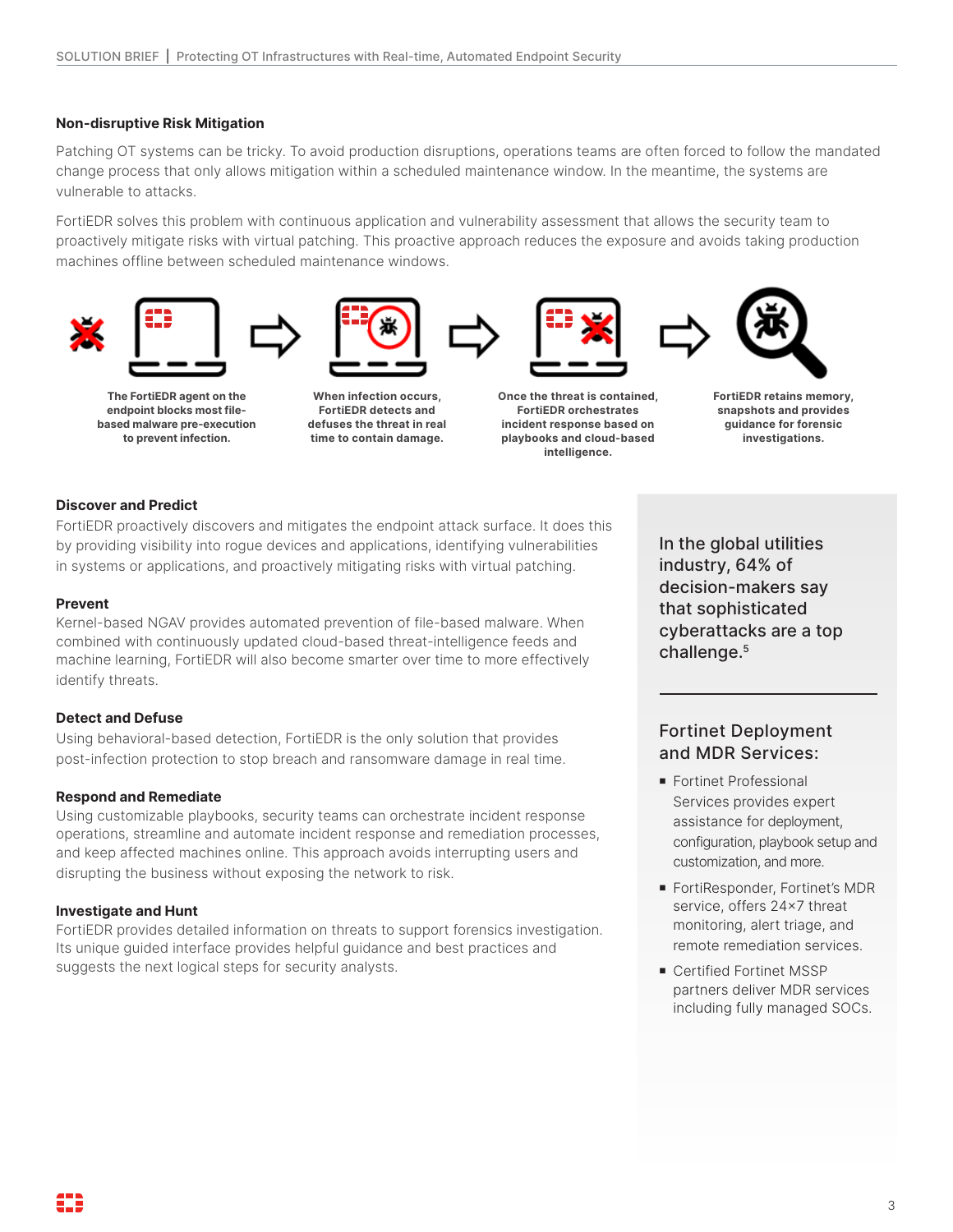### Non-disruptive Risk Mitigation

Patching OT systems can be tricky. To avoid production disruptions, operations teams are often forced to follow the mandated change process that only allows mitigation within a scheduled maintenance window. In the meantime, the systems are vulnerable to attacks.

FortiEDR solves this problem with continuous application and vulnerability assessment that allows the security team to proactively mitigate risks with virtual patching. This proactive approach reduces the exposure and avoids taking production machines offline between scheduled maintenance windows.

**The FortiEDR agent on the endpoint blocks most file-based malware pre-execution to prevent infection.**

**When infection occurs, FortiEDR detects and defuses the threat in real time to contain damage.**

**Once the threat is contained, FortiEDR orchestrates incident response based on playbooks and cloud-based intelligence.**

**FortiEDR retains memory, snapshots and provides guidance for forensic investigations.**

### Discover and Predict

FortiEDR proactively discovers and mitigates the endpoint attack surface. It does this by providing visibility into rogue devices and applications, identifying vulnerabilities in systems or applications, and proactively mitigating risks with virtual patching.

### Prevent

Kernel-based NGAV provides automated prevention of file-based malware. When combined with continuously updated cloud-based threat-intelligence feeds and machine learning, FortiEDR will also become smarter over time to more effectively identify threats.

### Detect and Defuse

Using behavioral-based detection, FortiEDR is the only solution that provides post-infection protection to stop breach and ransomware damage in real time.

### Respond and Remediate

Using customizable playbooks, security teams can orchestrate incident response operations, streamline and automate incident response and remediation processes, and keep affected machines online. This approach avoids interrupting users and disrupting the business without exposing the network to risk.

### Investigate and Hunt

FortiEDR provides detailed information on threats to support forensics investigation. Its unique guided interface provides helpful guidance and best practices and suggests the next logical steps for security analysts.

In the global utilities industry, 64% of decision-makers say that sophisticated cyberattacks are a top challenge.[5]

### Fortinet Deployment and MDR Services:

- Fortinet Professional Services provides expert assistance for deployment, configuration, playbook setup and customization, and more.
- FortiResponder, Fortinet's MDR service, offers 24×7 threat monitoring, alert triage, and remote remediation services.
- Certified Fortinet MSSP partners deliver MDR services including fully managed SOCs.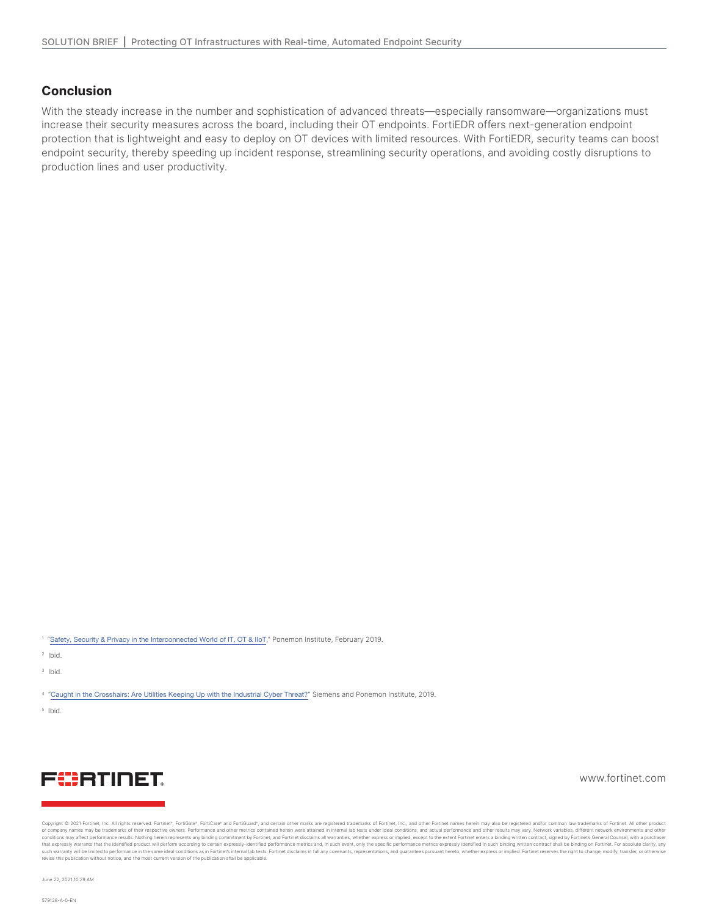## Conclusion

With the steady increase in the number and sophistication of advanced threats—especially ransomware—organizations must increase their security measures across the board, including their OT endpoints. FortiEDR offers next-generation endpoint protection that is lightweight and easy to deploy on OT devices with limited resources. With FortiEDR, security teams can boost endpoint security, thereby speeding up incident response, streamlining security operations, and avoiding costly disruptions to production lines and user productivity.

[1] "Safety, Security & Privacy in the Interconnected World of IT, OT & IIoT," Ponemon Institute, February 2019.

[2] Ibid.

[3] Ibid.

[4] "Caught in the Crosshairs: Are Utilities Keeping Up with the Industrial Cyber Threat?" Siemens and Ponemon Institute, 2019.

[5] Ibid.

FORTINET

www.fortinet.com

Copyright © 2021 Fortinet, Inc. All rights reserved. Fortinet®, FortiGate®, FortiCare® and FortiGuard®, and certain other marks are registered trademarks of Fortinet, Inc., and other Fortinet names herein may also be registered and/or common law trademarks of Fortinet. All other product or company names may be trademarks of their respective owners. Performance and other metrics contained herein were attained in internal lab tests under ideal conditions, and actual performance and other results may vary. Network variables, different network environments and other conditions may affect performance results. Nothing herein represents any binding commitment by Fortinet, and Fortinet disclaims all warranties, whether express or implied, except to the extent Fortinet enters a binding written contract, signed by Fortinet's General Counsel, with a purchaser that expressly warrants that the identified product will perform according to certain expressly-identified performance metrics and, in such event, only the specific performance metrics expressly identified in such binding written contract shall be binding on Fortinet. For absolute clarity, any such warranty will be limited to performance in the same ideal conditions as in Fortinet's internal lab tests. Fortinet disclaims in full any covenants, representations, and guarantees pursuant hereto, whether express or implied. Fortinet reserves the right to change, modify, transfer, or otherwise revise this publication without notice, and the most current version of the publication shall be applicable.

June 22, 2021 10:29 AM

579128-A-0-EN